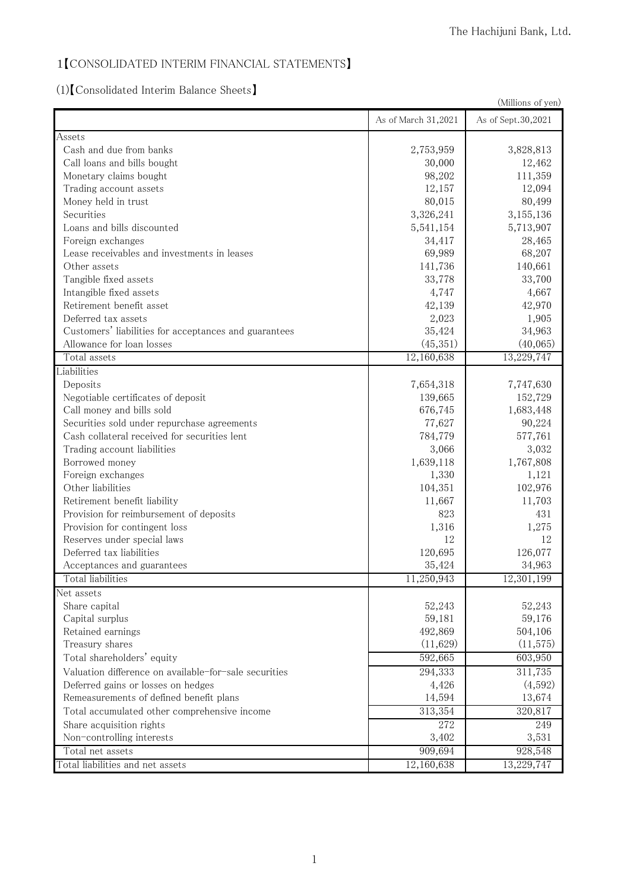# 1【CONSOLIDATED INTERIM FINANCIAL STATEMENTS】

## (1)【Consolidated Interim Balance Sheets】

(Millions of yen)

| | As of March 31,2021 | As of Sept.30,2021 |
|---|---|---|
| Assets | | |
| Cash and due from banks | 2,753,959 | 3,828,813 |
| Call loans and bills bought | 30,000 | 12,462 |
| Monetary claims bought | 98,202 | 111,359 |
| Trading account assets | 12,157 | 12,094 |
| Money held in trust | 80,015 | 80,499 |
| Securities | 3,326,241 | 3,155,136 |
| Loans and bills discounted | 5,541,154 | 5,713,907 |
| Foreign exchanges | 34,417 | 28,465 |
| Lease receivables and investments in leases | 69,989 | 68,207 |
| Other assets | 141,736 | 140,661 |
| Tangible fixed assets | 33,778 | 33,700 |
| Intangible fixed assets | 4,747 | 4,667 |
| Retirement benefit asset | 42,139 | 42,970 |
| Deferred tax assets | 2,023 | 1,905 |
| Customers' liabilities for acceptances and guarantees | 35,424 | 34,963 |
| Allowance for loan losses | (45,351) | (40,065) |
| Total assets | 12,160,638 | 13,229,747 |
| Liabilities | | |
| Deposits | 7,654,318 | 7,747,630 |
| Negotiable certificates of deposit | 139,665 | 152,729 |
| Call money and bills sold | 676,745 | 1,683,448 |
| Securities sold under repurchase agreements | 77,627 | 90,224 |
| Cash collateral received for securities lent | 784,779 | 577,761 |
| Trading account liabilities | 3,066 | 3,032 |
| Borrowed money | 1,639,118 | 1,767,808 |
| Foreign exchanges | 1,330 | 1,121 |
| Other liabilities | 104,351 | 102,976 |
| Retirement benefit liability | 11,667 | 11,703 |
| Provision for reimbursement of deposits | 823 | 431 |
| Provision for contingent loss | 1,316 | 1,275 |
| Reserves under special laws | 12 | 12 |
| Deferred tax liabilities | 120,695 | 126,077 |
| Acceptances and guarantees | 35,424 | 34,963 |
| Total liabilities | 11,250,943 | 12,301,199 |
| Net assets | | |
| Share capital | 52,243 | 52,243 |
| Capital surplus | 59,181 | 59,176 |
| Retained earnings | 492,869 | 504,106 |
| Treasury shares | (11,629) | (11,575) |
| Total shareholders' equity | 592,665 | 603,950 |
| Valuation difference on available-for-sale securities | 294,333 | 311,735 |
| Deferred gains or losses on hedges | 4,426 | (4,592) |
| Remeasurements of defined benefit plans | 14,594 | 13,674 |
| Total accumulated other comprehensive income | 313,354 | 320,817 |
| Share acquisition rights | 272 | 249 |
| Non-controlling interests | 3,402 | 3,531 |
| Total net assets | 909,694 | 928,548 |
| Total liabilities and net assets | 12,160,638 | 13,229,747 |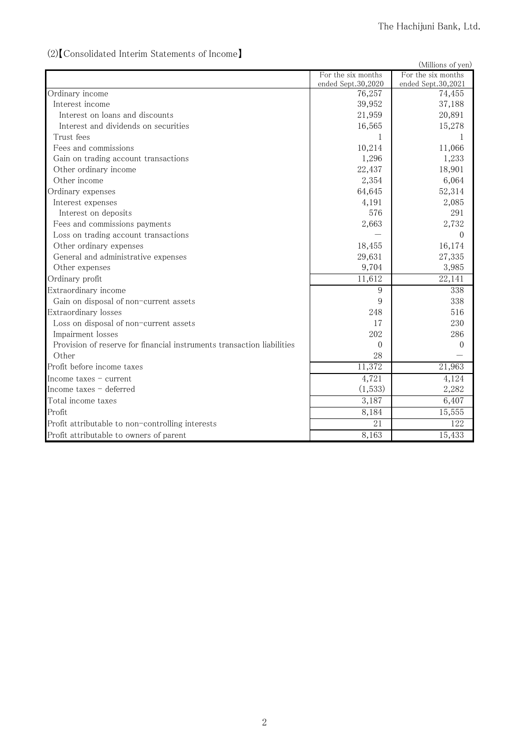## (2)【Consolidated Interim Statements of Income】

(Millions of yen)

| | For the six months ended Sept.30,2020 | For the six months ended Sept.30,2021 |
|---|---|---|
| Ordinary income | 76,257 | 74,455 |
| Interest income | 39,952 | 37,188 |
| Interest on loans and discounts | 21,959 | 20,891 |
| Interest and dividends on securities | 16,565 | 15,278 |
| Trust fees | 1 | 1 |
| Fees and commissions | 10,214 | 11,066 |
| Gain on trading account transactions | 1,296 | 1,233 |
| Other ordinary income | 22,437 | 18,901 |
| Other income | 2,354 | 6,064 |
| Ordinary expenses | 64,645 | 52,314 |
| Interest expenses | 4,191 | 2,085 |
| Interest on deposits | 576 | 291 |
| Fees and commissions payments | 2,663 | 2,732 |
| Loss on trading account transactions | ― | 0 |
| Other ordinary expenses | 18,455 | 16,174 |
| General and administrative expenses | 29,631 | 27,335 |
| Other expenses | 9,704 | 3,985 |
| Ordinary profit | 11,612 | 22,141 |
| Extraordinary income | 9 | 338 |
| Gain on disposal of non-current assets | 9 | 338 |
| Extraordinary losses | 248 | 516 |
| Loss on disposal of non-current assets | 17 | 230 |
| Impairment losses | 202 | 286 |
| Provision of reserve for financial instruments transaction liabilities | 0 | 0 |
| Other | 28 | ― |
| Profit before income taxes | 11,372 | 21,963 |
| Income taxes - current | 4,721 | 4,124 |
| Income taxes - deferred | (1,533) | 2,282 |
| Total income taxes | 3,187 | 6,407 |
| Profit | 8,184 | 15,555 |
| Profit attributable to non-controlling interests | 21 | 122 |
| Profit attributable to owners of parent | 8,163 | 15,433 |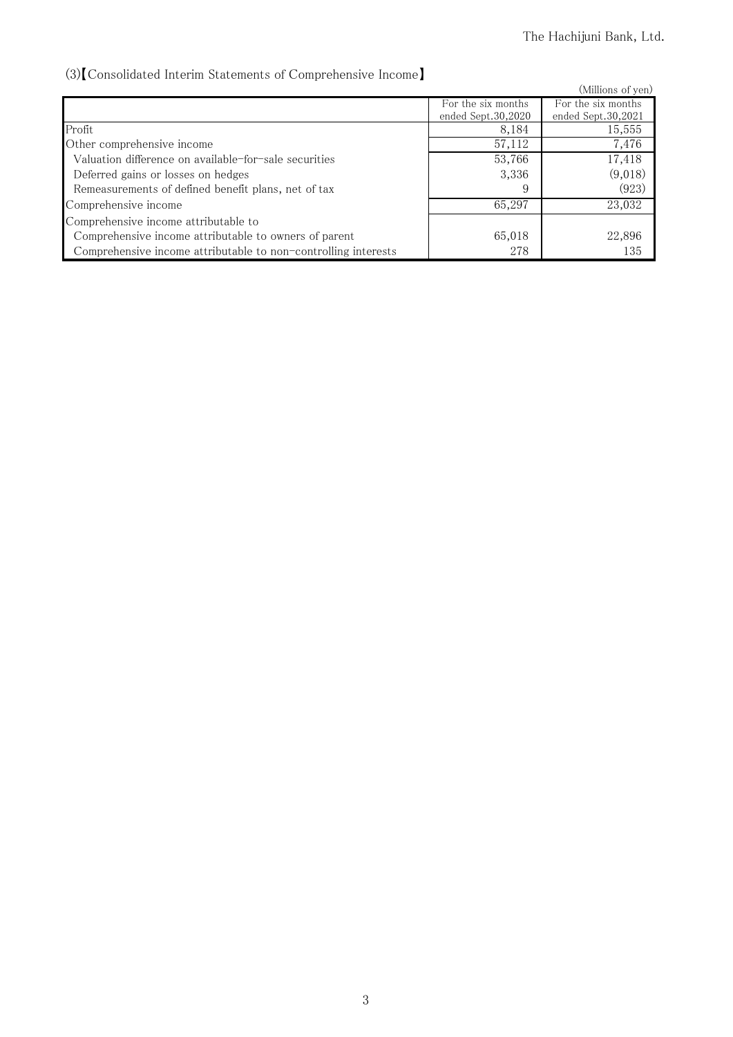## (3)【Consolidated Interim Statements of Comprehensive Income】

(Millions of yen)

| | For the six months ended Sept.30,2020 | For the six months ended Sept.30,2021 |
|---|---|---|
| Profit | 8,184 | 15,555 |
| Other comprehensive income | 57,112 | 7,476 |
| Valuation difference on available-for-sale securities | 53,766 | 17,418 |
| Deferred gains or losses on hedges | 3,336 | (9,018) |
| Remeasurements of defined benefit plans, net of tax | 9 | (923) |
| Comprehensive income | 65,297 | 23,032 |
| Comprehensive income attributable to | | |
| Comprehensive income attributable to owners of parent | 65,018 | 22,896 |
| Comprehensive income attributable to non-controlling interests | 278 | 135 |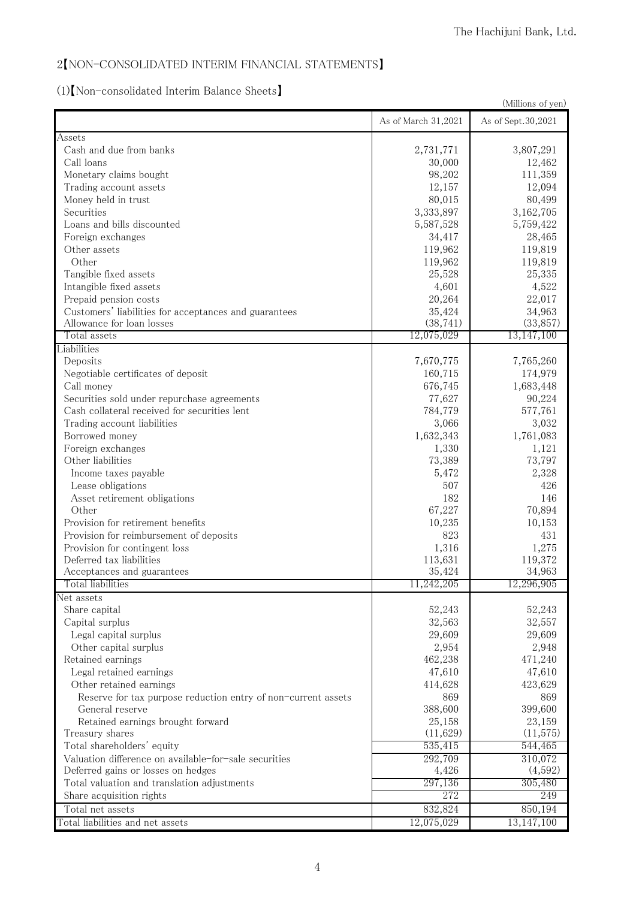## 2【NON-CONSOLIDATED INTERIM FINANCIAL STATEMENTS】

### (1)【Non-consolidated Interim Balance Sheets】

(Millions of yen)

| | As of March 31,2021 | As of Sept.30,2021 |
|---|---|---|
| Assets | | |
| Cash and due from banks | 2,731,771 | 3,807,291 |
| Call loans | 30,000 | 12,462 |
| Monetary claims bought | 98,202 | 111,359 |
| Trading account assets | 12,157 | 12,094 |
| Money held in trust | 80,015 | 80,499 |
| Securities | 3,333,897 | 3,162,705 |
| Loans and bills discounted | 5,587,528 | 5,759,422 |
| Foreign exchanges | 34,417 | 28,465 |
| Other assets | 119,962 | 119,819 |
| Other | 119,962 | 119,819 |
| Tangible fixed assets | 25,528 | 25,335 |
| Intangible fixed assets | 4,601 | 4,522 |
| Prepaid pension costs | 20,264 | 22,017 |
| Customers' liabilities for acceptances and guarantees | 35,424 | 34,963 |
| Allowance for loan losses | (38,741) | (33,857) |
| Total assets | 12,075,029 | 13,147,100 |
| Liabilities | | |
| Deposits | 7,670,775 | 7,765,260 |
| Negotiable certificates of deposit | 160,715 | 174,979 |
| Call money | 676,745 | 1,683,448 |
| Securities sold under repurchase agreements | 77,627 | 90,224 |
| Cash collateral received for securities lent | 784,779 | 577,761 |
| Trading account liabilities | 3,066 | 3,032 |
| Borrowed money | 1,632,343 | 1,761,083 |
| Foreign exchanges | 1,330 | 1,121 |
| Other liabilities | 73,389 | 73,797 |
| Income taxes payable | 5,472 | 2,328 |
| Lease obligations | 507 | 426 |
| Asset retirement obligations | 182 | 146 |
| Other | 67,227 | 70,894 |
| Provision for retirement benefits | 10,235 | 10,153 |
| Provision for reimbursement of deposits | 823 | 431 |
| Provision for contingent loss | 1,316 | 1,275 |
| Deferred tax liabilities | 113,631 | 119,372 |
| Acceptances and guarantees | 35,424 | 34,963 |
| Total liabilities | 11,242,205 | 12,296,905 |
| Net assets | | |
| Share capital | 52,243 | 52,243 |
| Capital surplus | 32,563 | 32,557 |
| Legal capital surplus | 29,609 | 29,609 |
| Other capital surplus | 2,954 | 2,948 |
| Retained earnings | 462,238 | 471,240 |
| Legal retained earnings | 47,610 | 47,610 |
| Other retained earnings | 414,628 | 423,629 |
| Reserve for tax purpose reduction entry of non-current assets | 869 | 869 |
| General reserve | 388,600 | 399,600 |
| Retained earnings brought forward | 25,158 | 23,159 |
| Treasury shares | (11,629) | (11,575) |
| Total shareholders' equity | 535,415 | 544,465 |
| Valuation difference on available-for-sale securities | 292,709 | 310,072 |
| Deferred gains or losses on hedges | 4,426 | (4,592) |
| Total valuation and translation adjustments | 297,136 | 305,480 |
| Share acquisition rights | 272 | 249 |
| Total net assets | 832,824 | 850,194 |
| Total liabilities and net assets | 12,075,029 | 13,147,100 |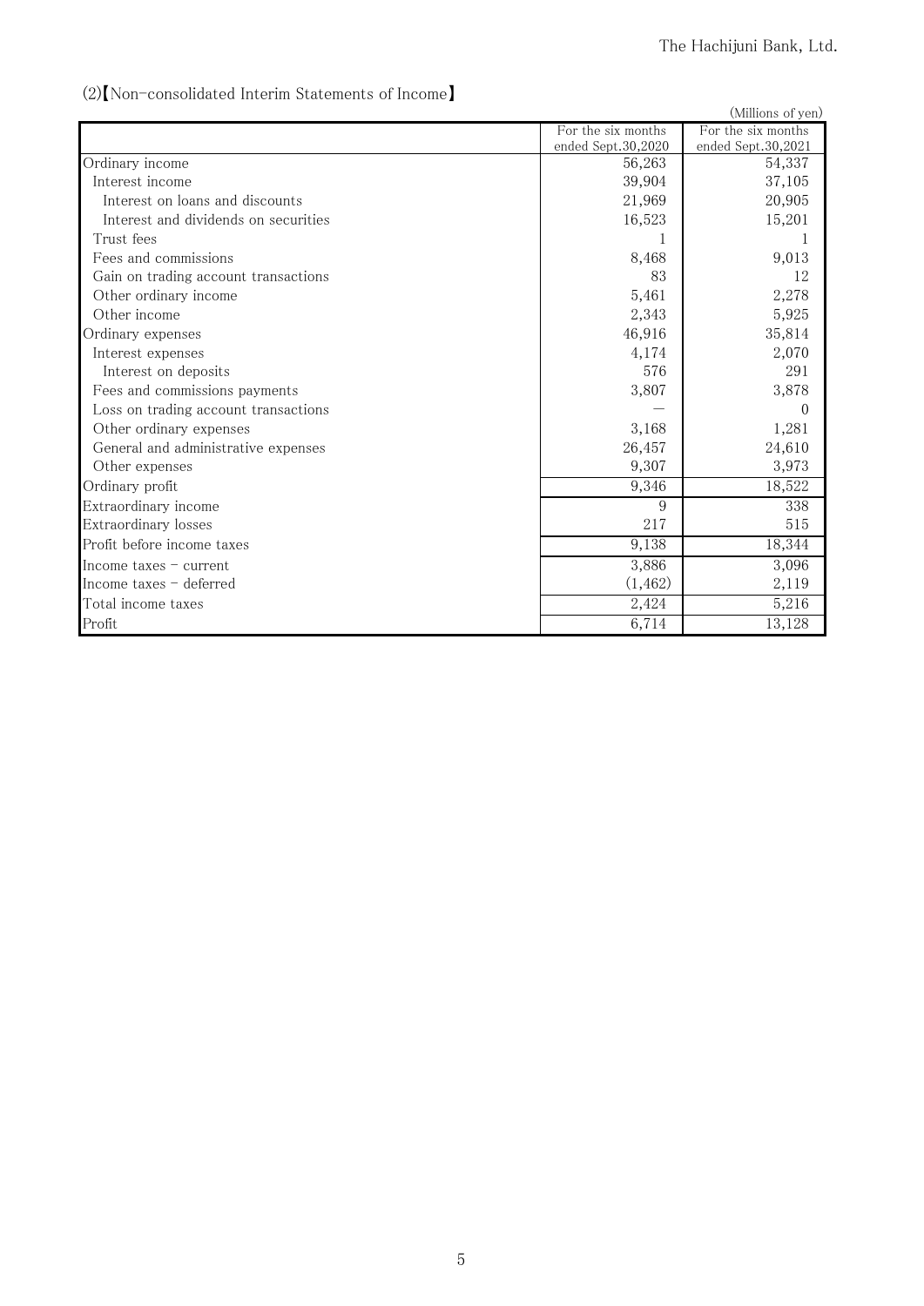(2)【Non-consolidated Interim Statements of Income】

(Millions of yen)

| | For the six months ended Sept.30,2020 | For the six months ended Sept.30,2021 |
|---|---|---|
| Ordinary income | 56,263 | 54,337 |
| Interest income | 39,904 | 37,105 |
| Interest on loans and discounts | 21,969 | 20,905 |
| Interest and dividends on securities | 16,523 | 15,201 |
| Trust fees | 1 | 1 |
| Fees and commissions | 8,468 | 9,013 |
| Gain on trading account transactions | 83 | 12 |
| Other ordinary income | 5,461 | 2,278 |
| Other income | 2,343 | 5,925 |
| Ordinary expenses | 46,916 | 35,814 |
| Interest expenses | 4,174 | 2,070 |
| Interest on deposits | 576 | 291 |
| Fees and commissions payments | 3,807 | 3,878 |
| Loss on trading account transactions | — | 0 |
| Other ordinary expenses | 3,168 | 1,281 |
| General and administrative expenses | 26,457 | 24,610 |
| Other expenses | 9,307 | 3,973 |
| Ordinary profit | 9,346 | 18,522 |
| Extraordinary income | 9 | 338 |
| Extraordinary losses | 217 | 515 |
| Profit before income taxes | 9,138 | 18,344 |
| Income taxes – current | 3,886 | 3,096 |
| Income taxes – deferred | (1,462) | 2,119 |
| Total income taxes | 2,424 | 5,216 |
| Profit | 6,714 | 13,128 |